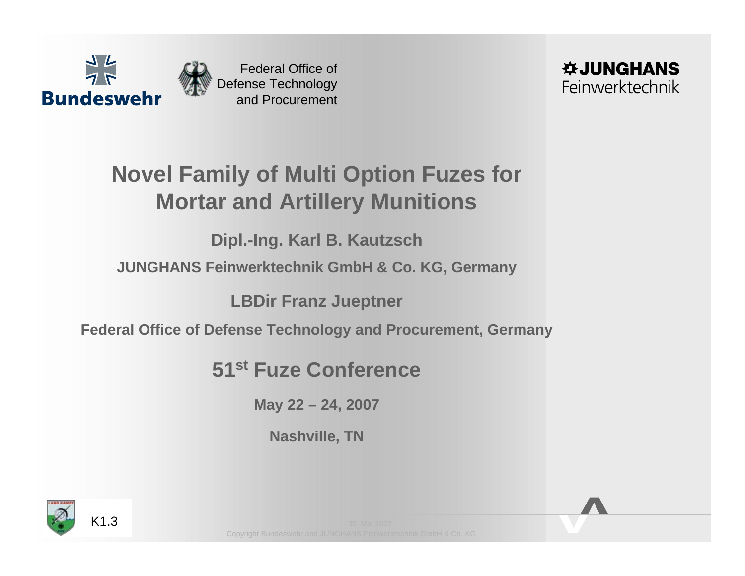Bundeswehr

Federal Office of Defense Technology and Procurement

JUNGHANS Feinwerktechnik

# Novel Family of Multi Option Fuzes for Mortar and Artillery Munitions

**Dipl.-Ing. Karl B. Kautzsch**

**JUNGHANS Feinwerktechnik GmbH & Co. KG, Germany**

**LBDir Franz Jueptner**

**Federal Office of Defense Technology and Procurement, Germany**

## 51st Fuze Conference

**May 22 – 24, 2007**

**Nashville, TN**

K1.3

30. Mai 2007

Copyright Bundeswehr and JUNGHANS Feinwerktechnik GmbH & Co. KG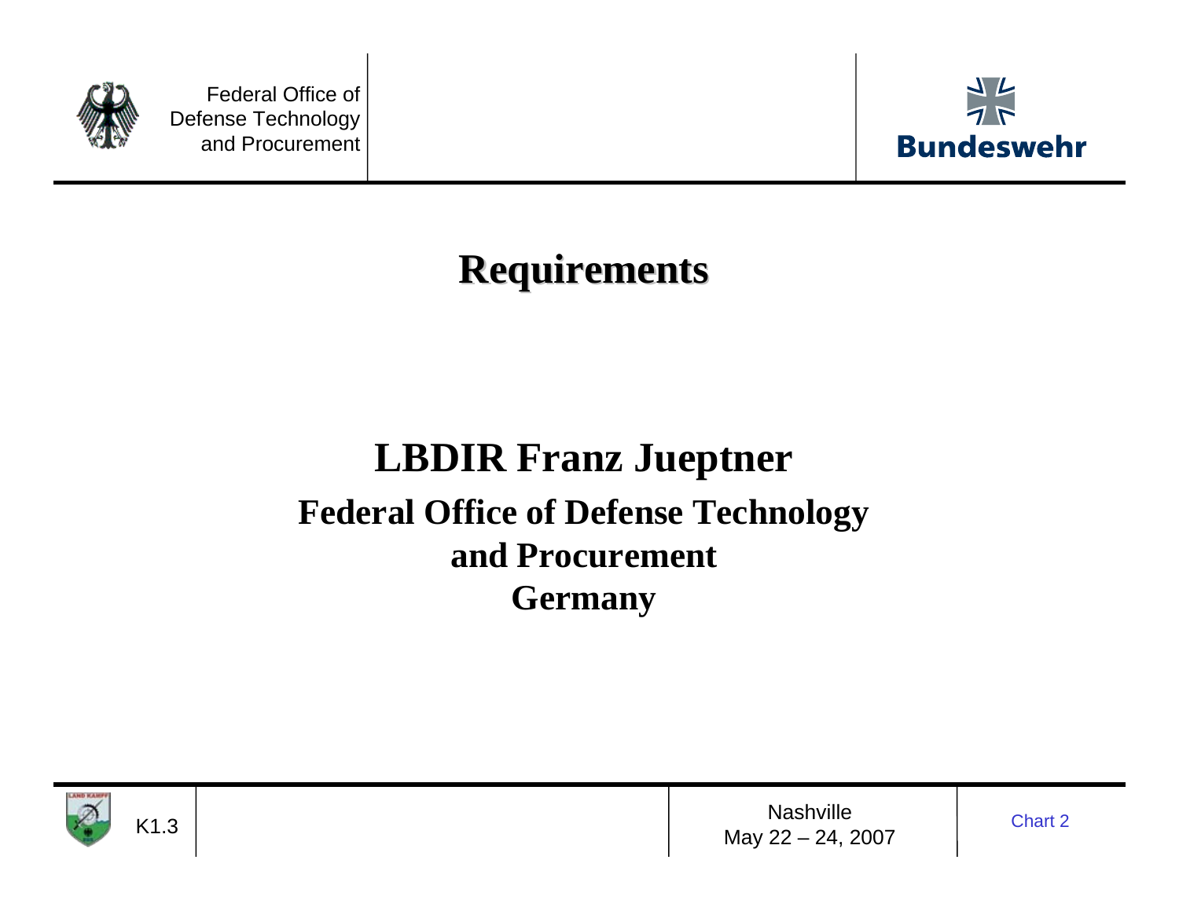# Requirements

## LBDIR Franz Jueptner

### Federal Office of Defense Technology and Procurement

### Germany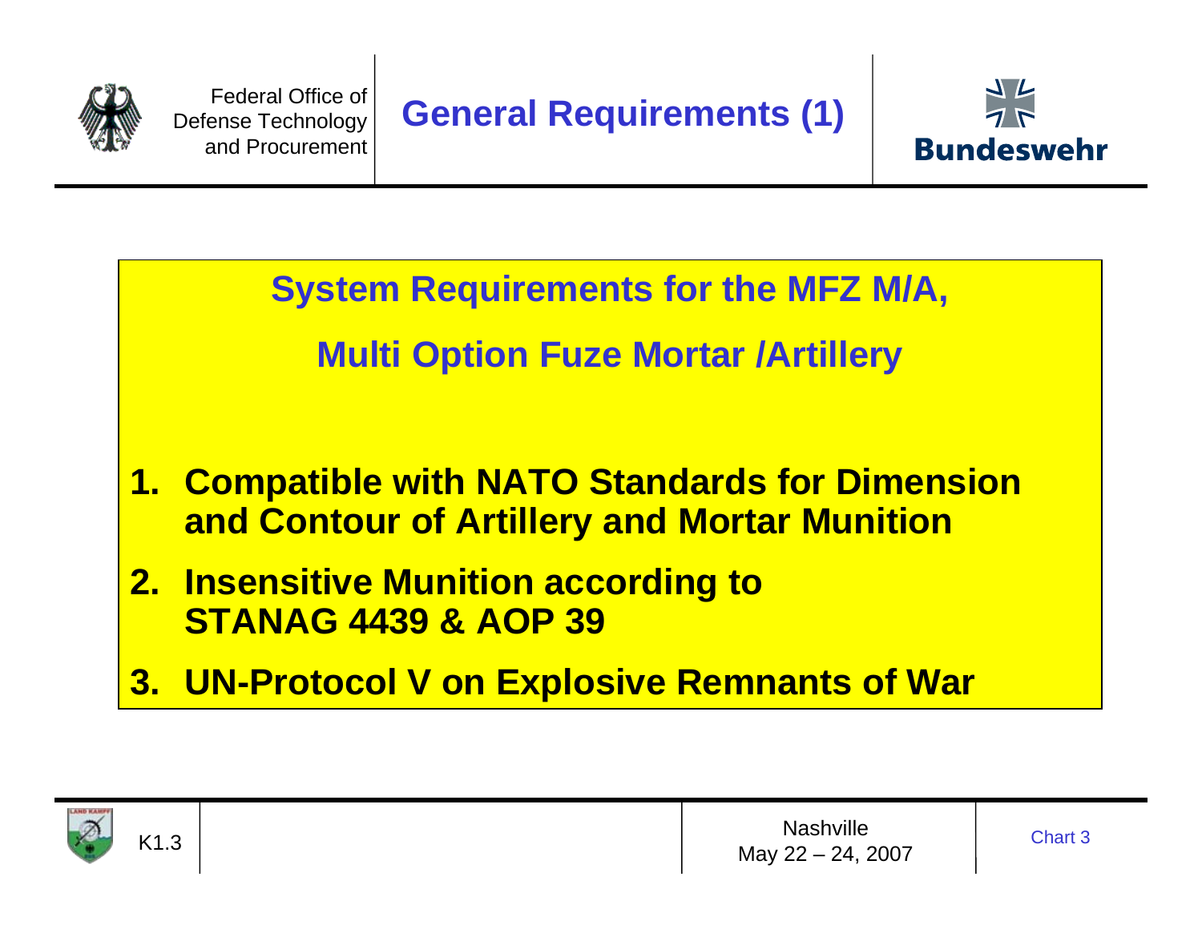# General Requirements (1)

## System Requirements for the MFZ M/A,

## Multi Option Fuze Mortar /Artillery

1. **Compatible with NATO Standards for Dimension and Contour of Artillery and Mortar Munition**
2. **Insensitive Munition according to STANAG 4439 & AOP 39**
3. **UN-Protocol V on Explosive Remnants of War**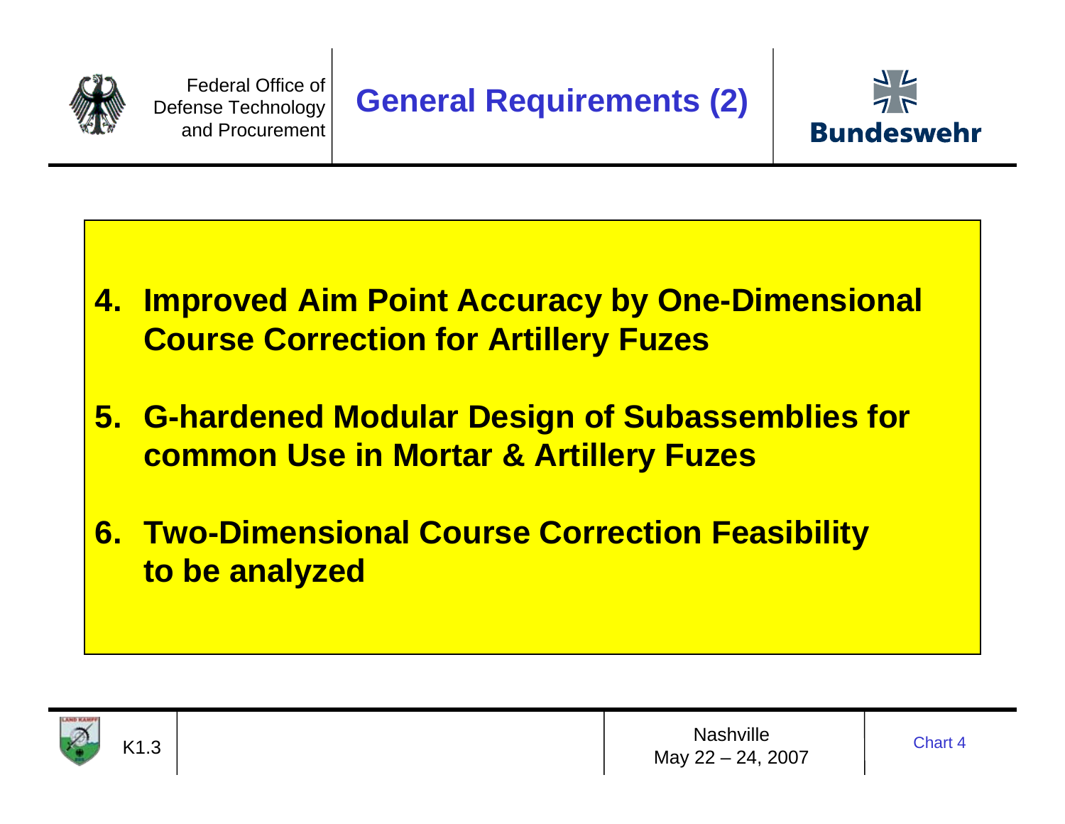# General Requirements (2)

4. **Improved Aim Point Accuracy by One-Dimensional Course Correction for Artillery Fuzes**

5. **G-hardened Modular Design of Subassemblies for common Use in Mortar & Artillery Fuzes**

6. **Two-Dimensional Course Correction Feasibility to be analyzed**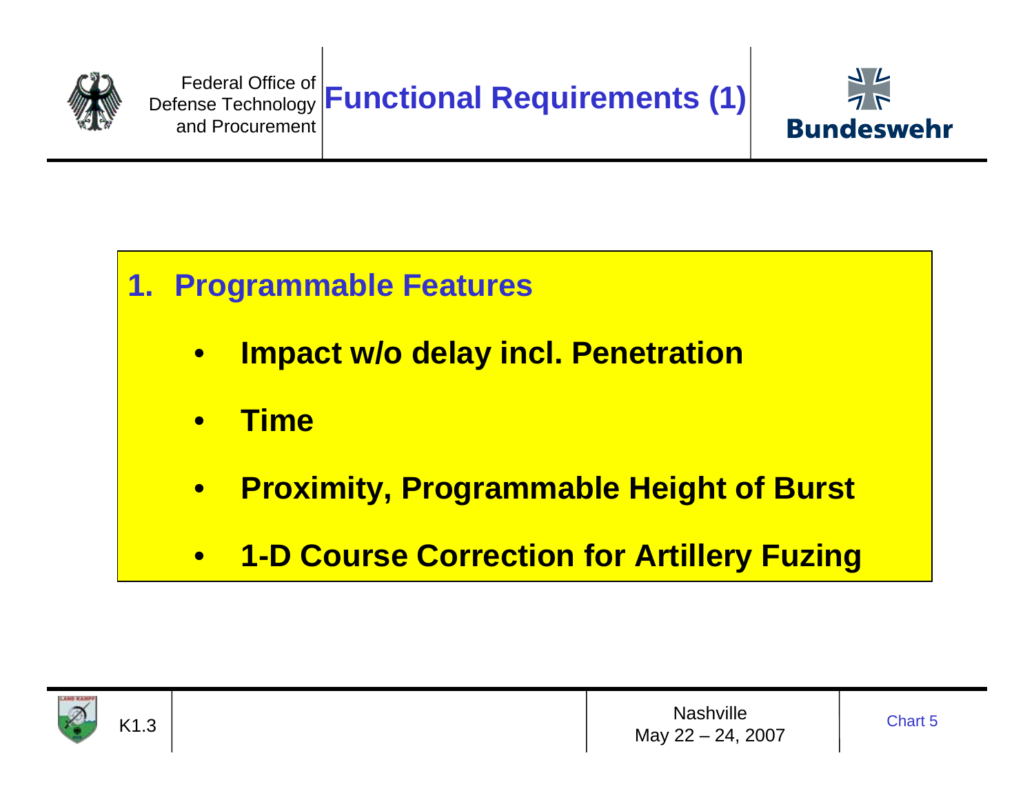# Functional Requirements (1)

## 1. Programmable Features

- **Impact w/o delay incl. Penetration**
- **Time**
- **Proximity, Programmable Height of Burst**
- **1-D Course Correction for Artillery Fuzing**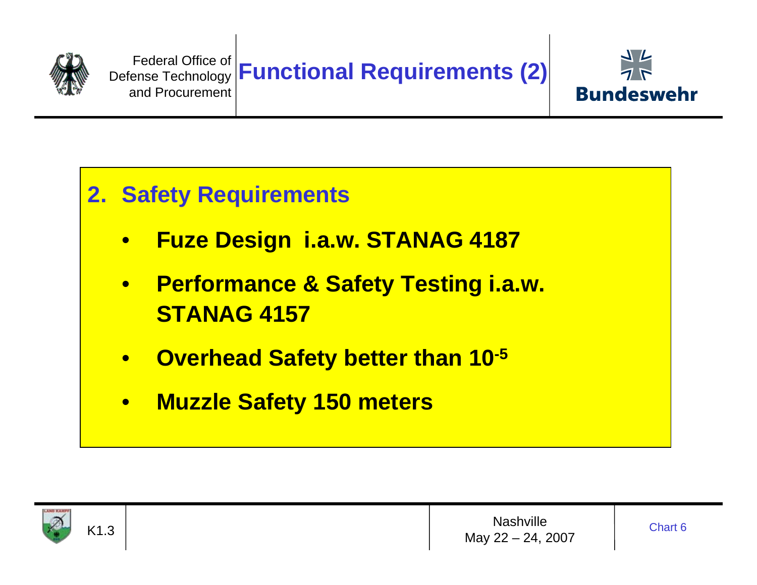# Functional Requirements (2)

## 2. Safety Requirements

- **Fuze Design i.a.w. STANAG 4187**
- **Performance & Safety Testing i.a.w. STANAG 4157**
- **Overhead Safety better than $10^{-5}$**
- **Muzzle Safety 150 meters**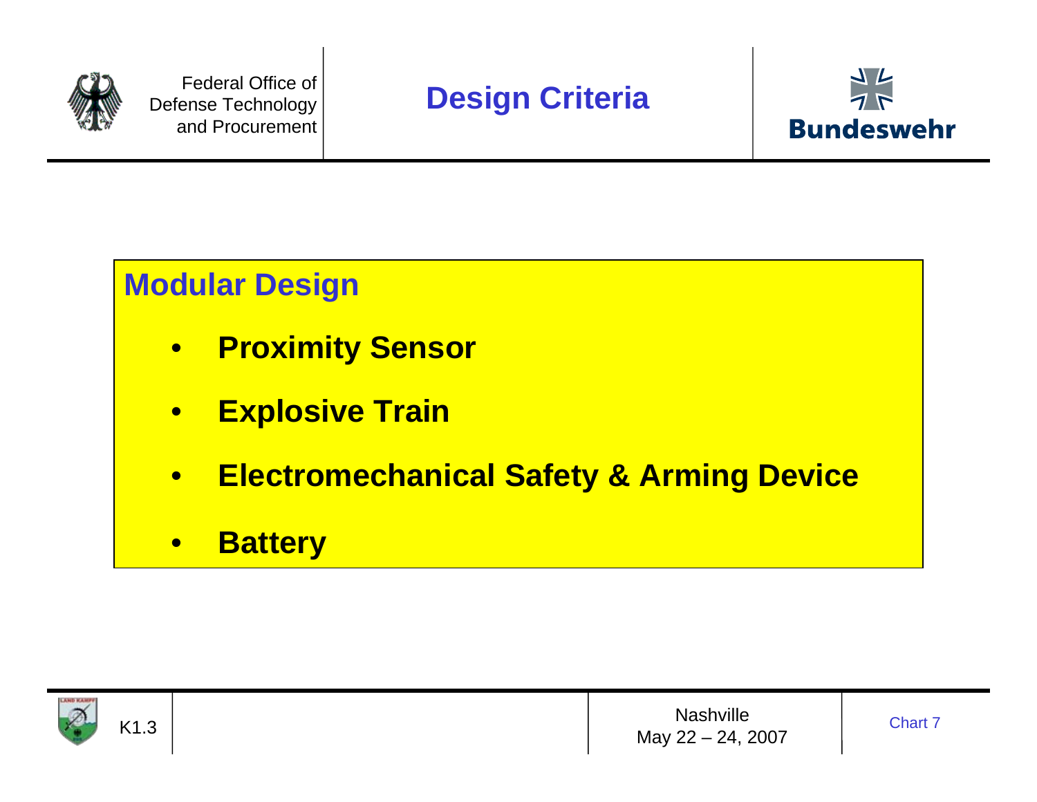# Design Criteria

## Modular Design

- **Proximity Sensor**
- **Explosive Train**
- **Electromechanical Safety & Arming Device**
- **Battery**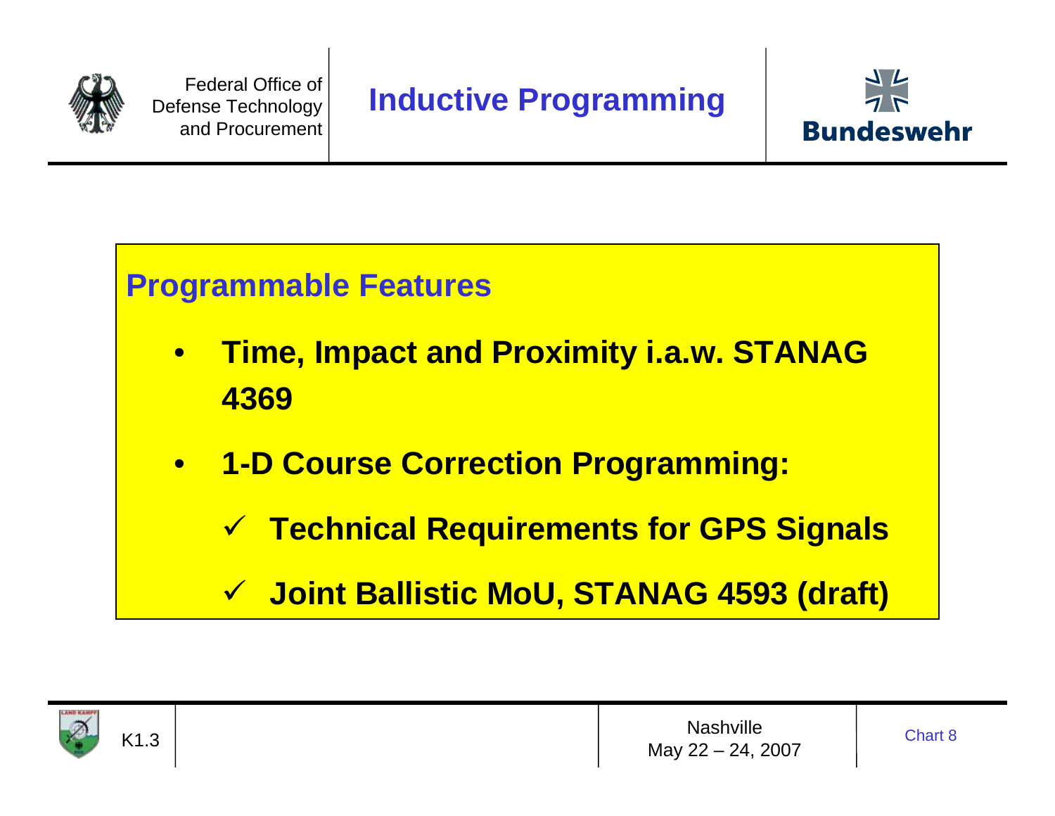# Inductive Programming

## Programmable Features

- **Time, Impact and Proximity i.a.w. STANAG 4369**
- **1-D Course Correction Programming:**
  - ✓ **Technical Requirements for GPS Signals**
  - ✓ **Joint Ballistic MoU, STANAG 4593 (draft)**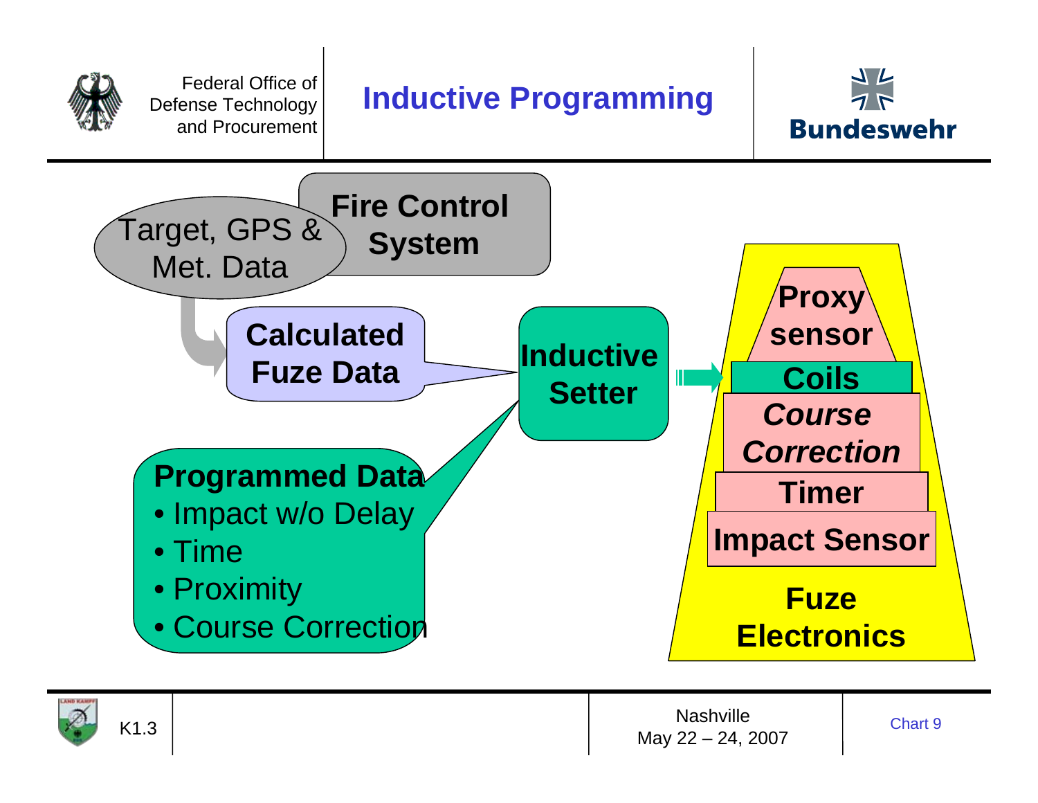# Inductive Programming

Fire Control System

Target, GPS & Met. Data

Calculated Fuze Data

Inductive Setter

**Programmed Data**

- Impact w/o Delay
- Time
- Proximity
- Course Correction

Proxy sensor

Coils

*Course Correction*

Timer

Impact Sensor

Fuze Electronics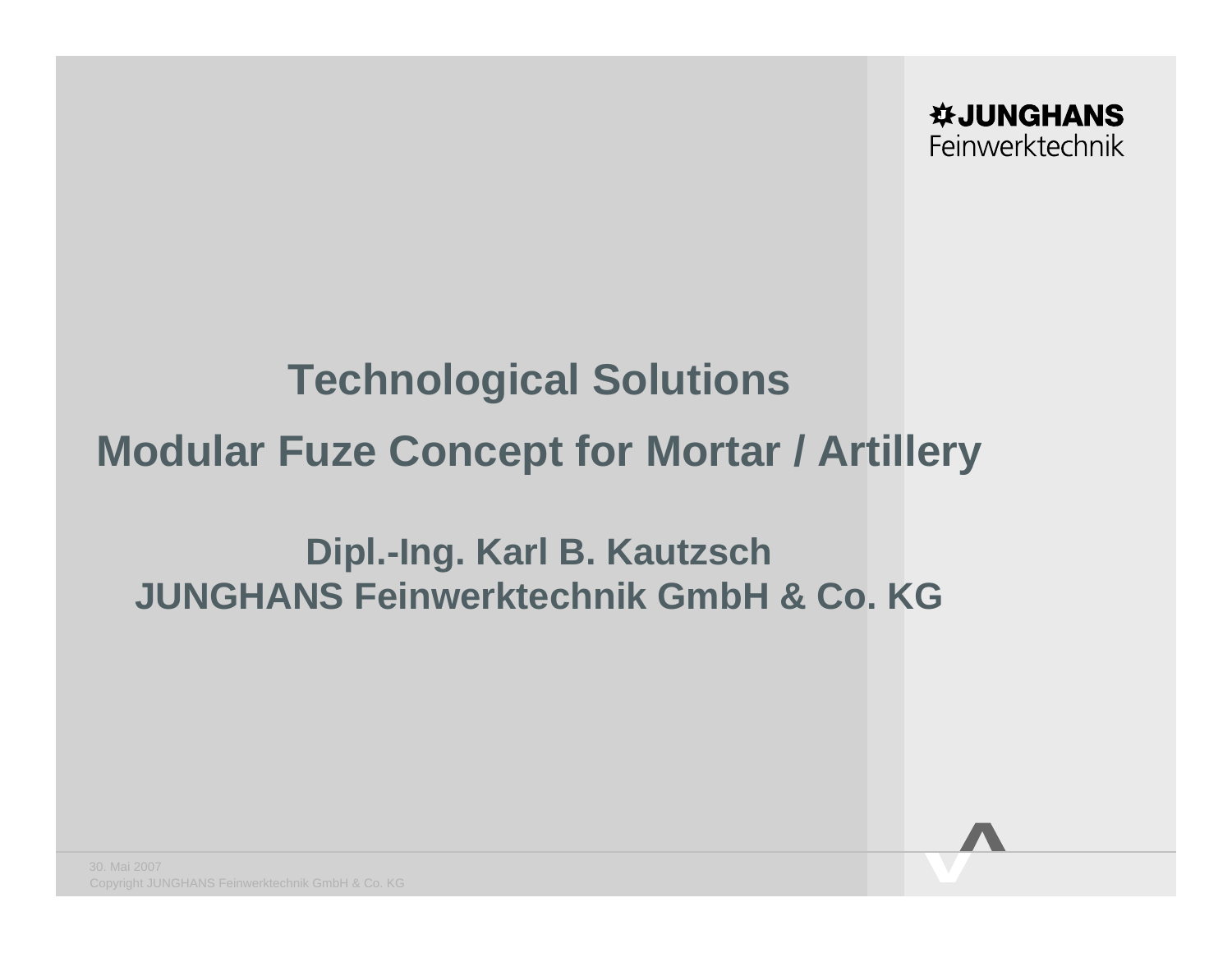**JUNGHANS**
Feinwerktechnik

# Technological Solutions

# Modular Fuze Concept for Mortar / Artillery

## Dipl.-Ing. Karl B. Kautzsch
## JUNGHANS Feinwerktechnik GmbH & Co. KG

30. Mai 2007
Copyright JUNGHANS Feinwerktechnik GmbH & Co. KG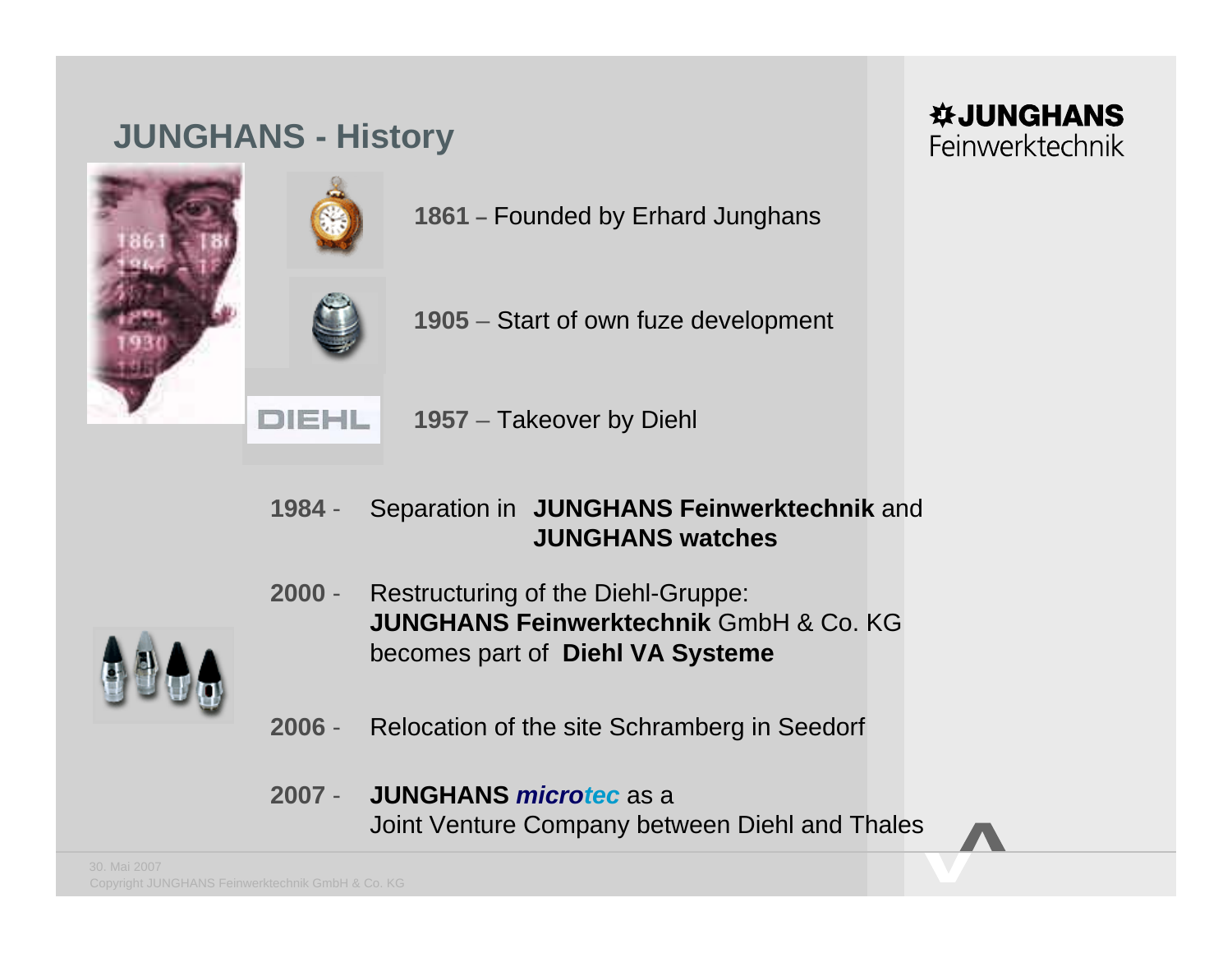# JUNGHANS - History

**JUNGHANS** Feinwerktechnik

**1861** – Founded by Erhard Junghans

**1905** – Start of own fuze development

**1957** – Takeover by Diehl

**1984** - Separation in **JUNGHANS Feinwerktechnik** and **JUNGHANS watches**

**2000** - Restructuring of the Diehl-Gruppe: **JUNGHANS Feinwerktechnik** GmbH & Co. KG becomes part of **Diehl VA Systeme**

**2006** - Relocation of the site Schramberg in Seedorf

**2007** - **JUNGHANS *microtec*** as a Joint Venture Company between Diehl and Thales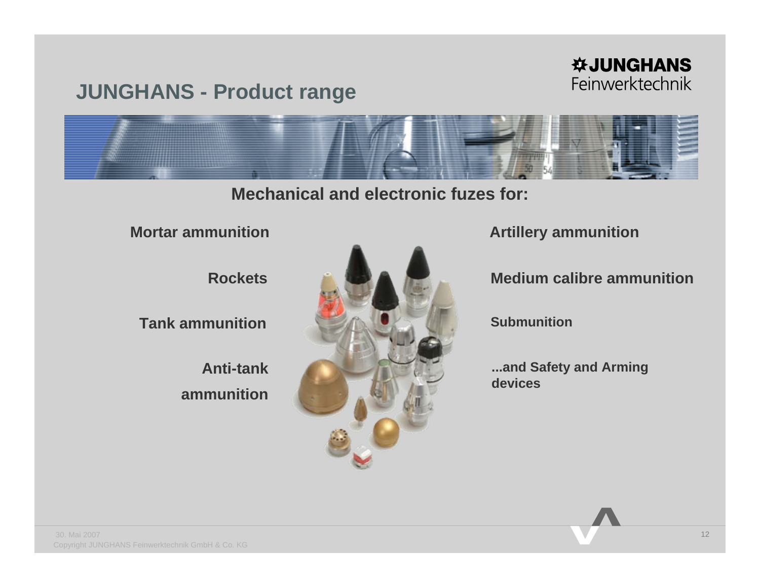# JUNGHANS - Product range

JUNGHANS Feinwerktechnik

## Mechanical and electronic fuzes for:

**Mortar ammunition**

**Rockets**

**Tank ammunition**

**Anti-tank ammunition**

**Artillery ammunition**

**Medium calibre ammunition**

**Submunition**

**...and Safety and Arming devices**

30. Mai 2007
Copyright JUNGHANS Feinwerktechnik GmbH & Co. KG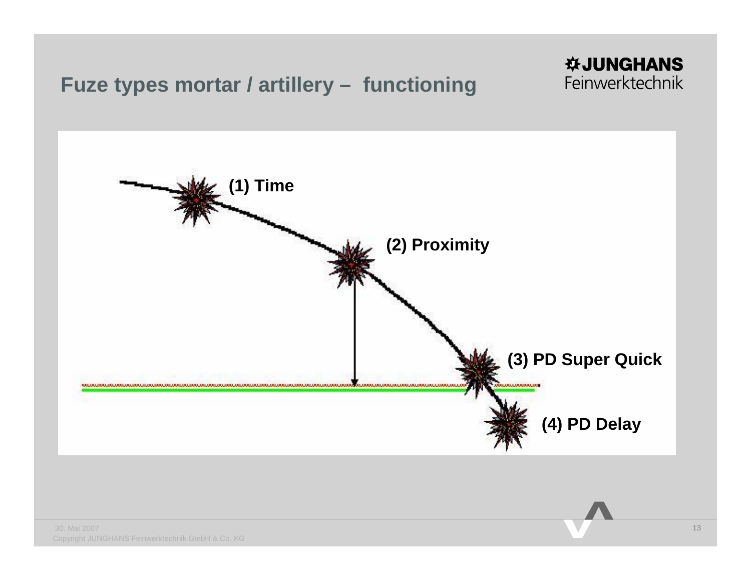# Fuze types mortar / artillery – functioning

(1) Time

(2) Proximity

(3) PD Super Quick

(4) PD Delay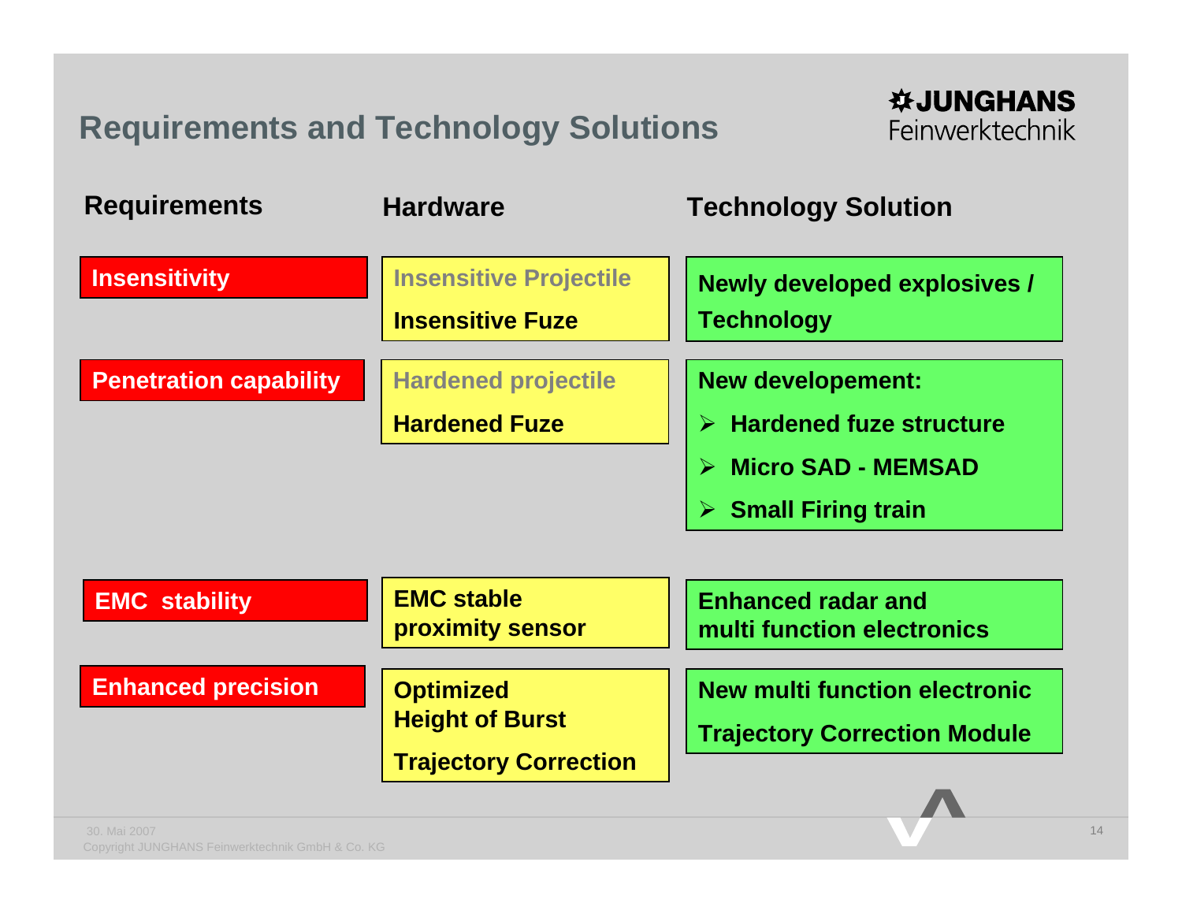# Requirements and Technology Solutions

JUNGHANS Feinwerktechnik

| Requirements | Hardware | Technology Solution |
|---|---|---|
| **Insensitivity** | Insensitive Projectile<br>**Insensitive Fuze** | **Newly developed explosives / Technology** |
| **Penetration capability** | Hardened projectile<br>**Hardened Fuze** | **New developement:**<br>➢ **Hardened fuze structure**<br>➢ **Micro SAD - MEMSAD**<br>➢ **Small Firing train** |
| **EMC stability** | **EMC stable proximity sensor** | **Enhanced radar and multi function electronics** |
| **Enhanced precision** | **Optimized Height of Burst**<br>**Trajectory Correction** | **New multi function electronic**<br>**Trajectory Correction Module** |

30. Mai 2007
Copyright JUNGHANS Feinwerktechnik GmbH & Co. KG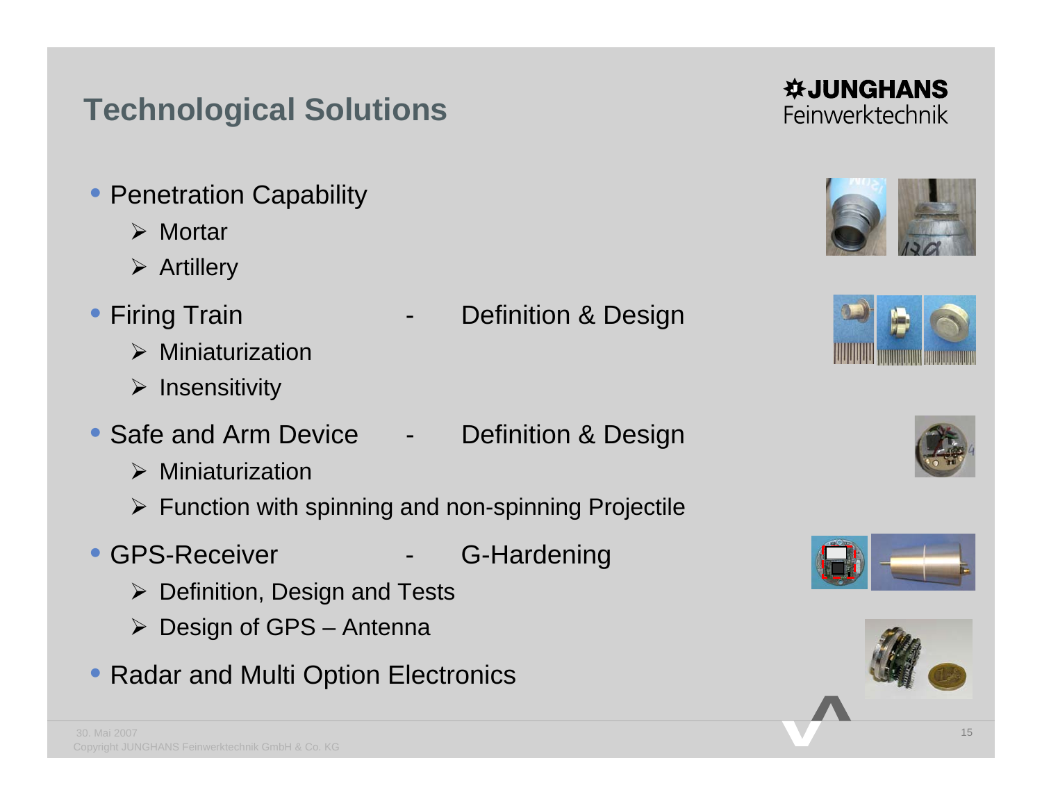# Technological Solutions

JUNGHANS Feinwerktechnik

- Penetration Capability
  - Mortar
  - Artillery
- Firing Train - Definition & Design
  - Miniaturization
  - Insensitivity
- Safe and Arm Device - Definition & Design
  - Miniaturization
  - Function with spinning and non-spinning Projectile
- GPS-Receiver - G-Hardening
  - Definition, Design and Tests
  - Design of GPS – Antenna
- Radar and Multi Option Electronics

30. Mai 2007
Copyright JUNGHANS Feinwerktechnik GmbH & Co. KG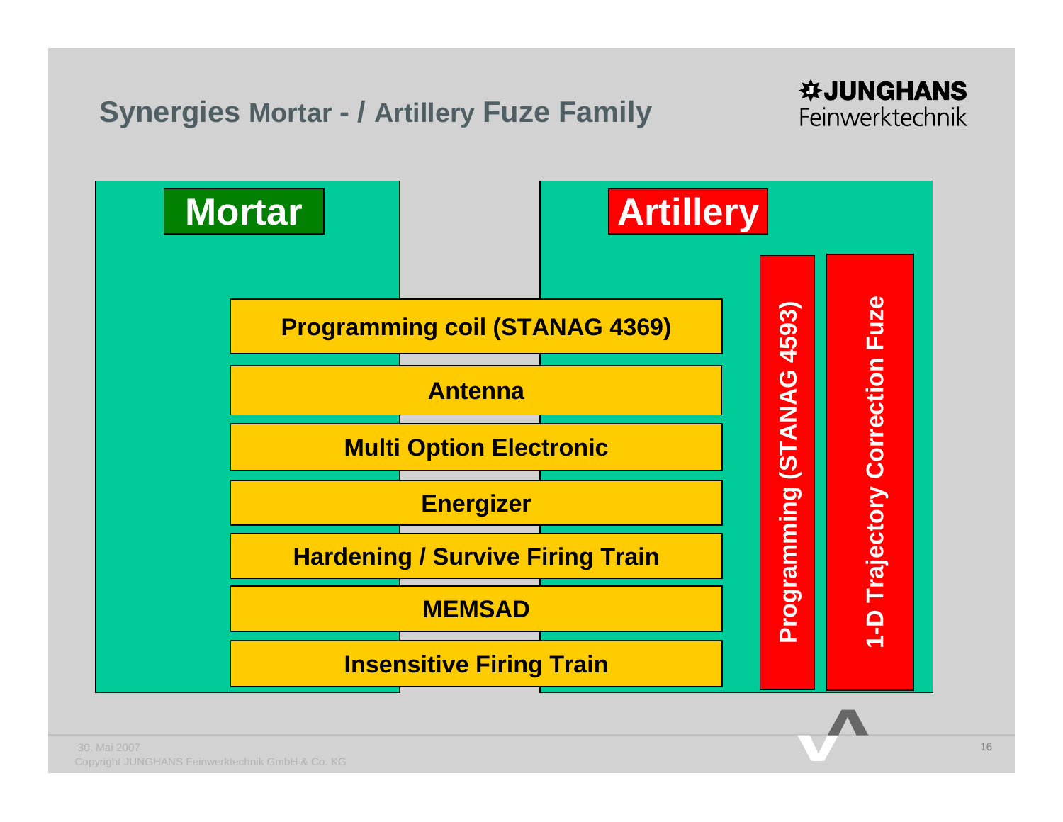# Synergies Mortar - / Artillery Fuze Family

**Mortar**

**Artillery**

**Programming coil (STANAG 4369)**

**Antenna**

**Multi Option Electronic**

**Energizer**

**Hardening / Survive Firing Train**

**MEMSAD**

**Insensitive Firing Train**

**Programming (STANAG 4593)**

**1-D Trajectory Correction Fuze**

30. Mai 2007
Copyright JUNGHANS Feinwerktechnik GmbH & Co. KG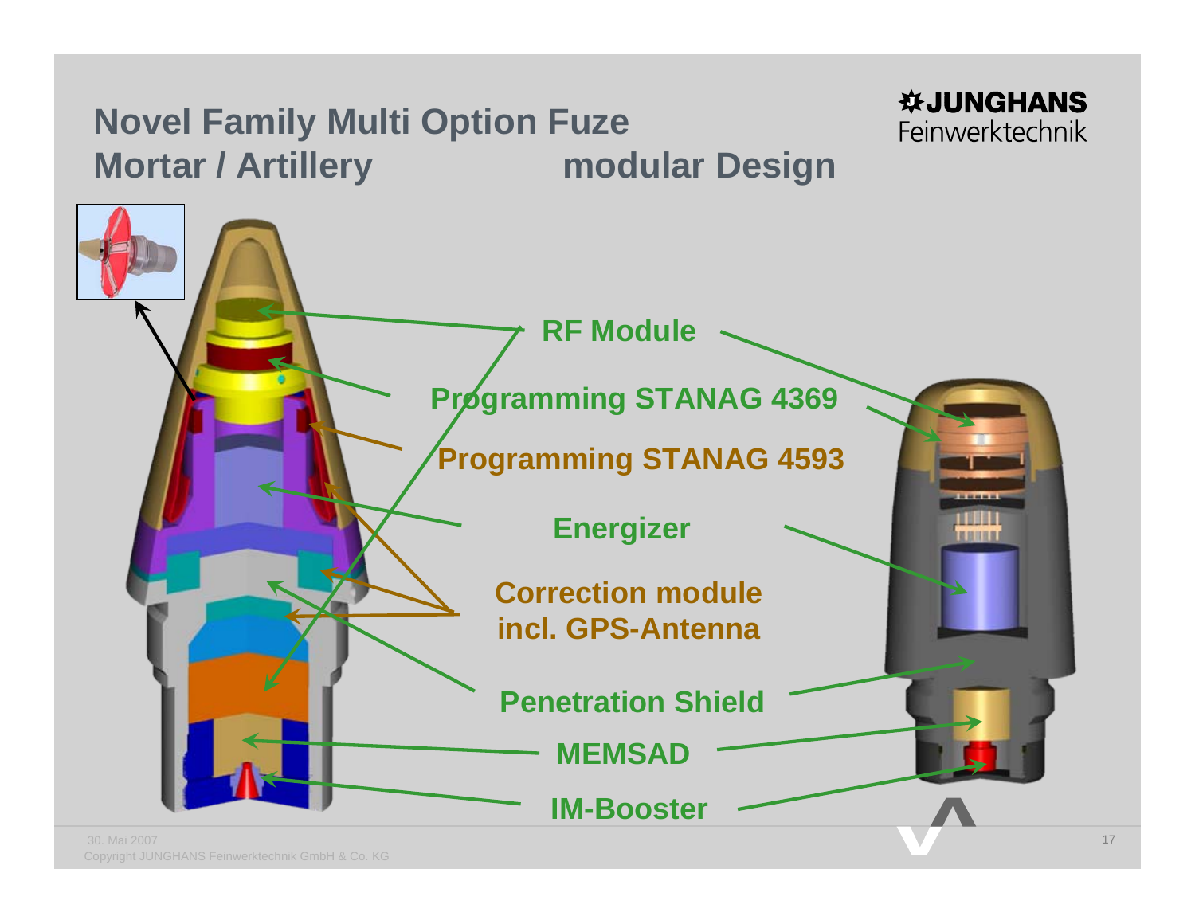# Novel Family Multi Option Fuze Mortar / Artillery modular Design

JUNGHANS Feinwerktechnik

RF Module

Programming STANAG 4369

Programming STANAG 4593

Energizer

Correction module incl. GPS-Antenna

Penetration Shield

MEMSAD

IM-Booster

30. Mai 2007

Copyright JUNGHANS Feinwerktechnik GmbH & Co. KG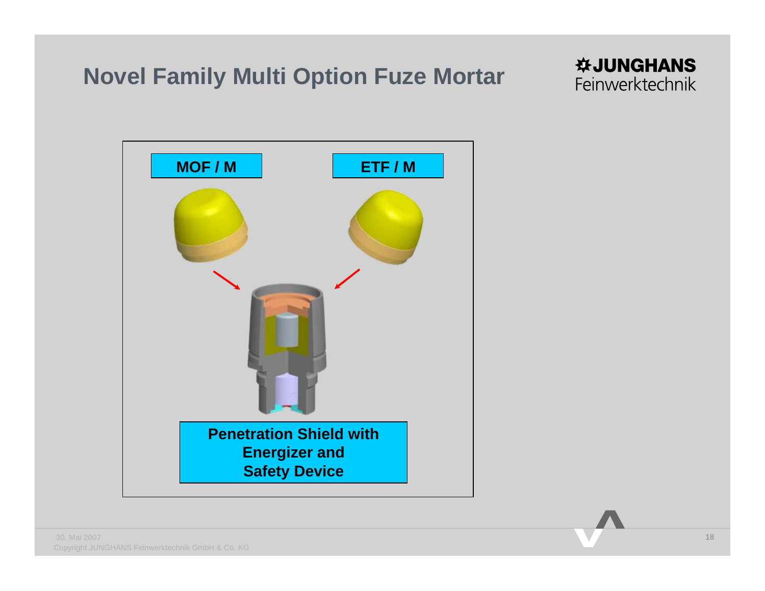# Novel Family Multi Option Fuze Mortar

**MOF / M**

**ETF / M**

**Penetration Shield with Energizer and Safety Device**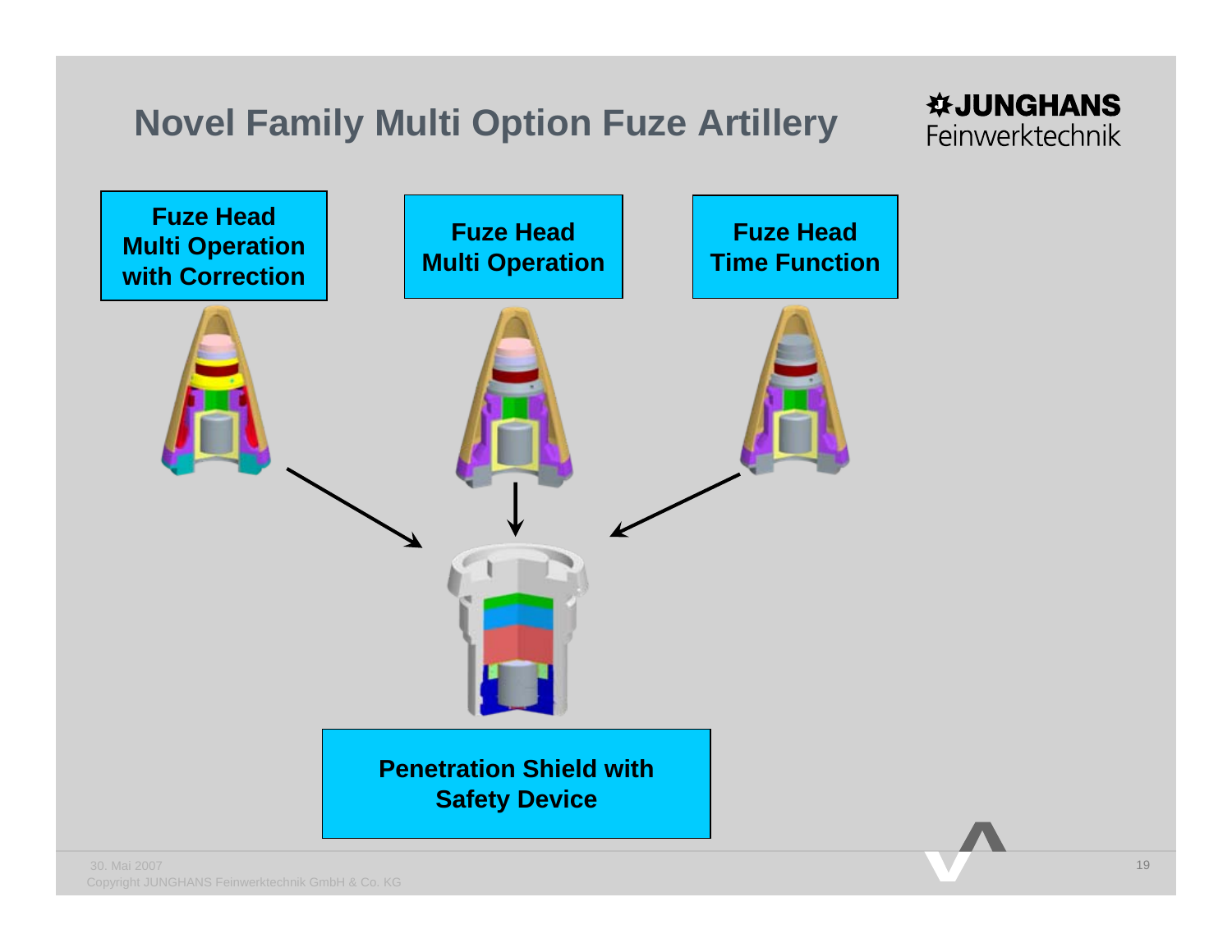# Novel Family Multi Option Fuze Artillery

JUNGHANS Feinwerktechnik

**Fuze Head Multi Operation with Correction**

**Fuze Head Multi Operation**

**Fuze Head Time Function**

**Penetration Shield with Safety Device**

30. Mai 2007
Copyright JUNGHANS Feinwerktechnik GmbH & Co. KG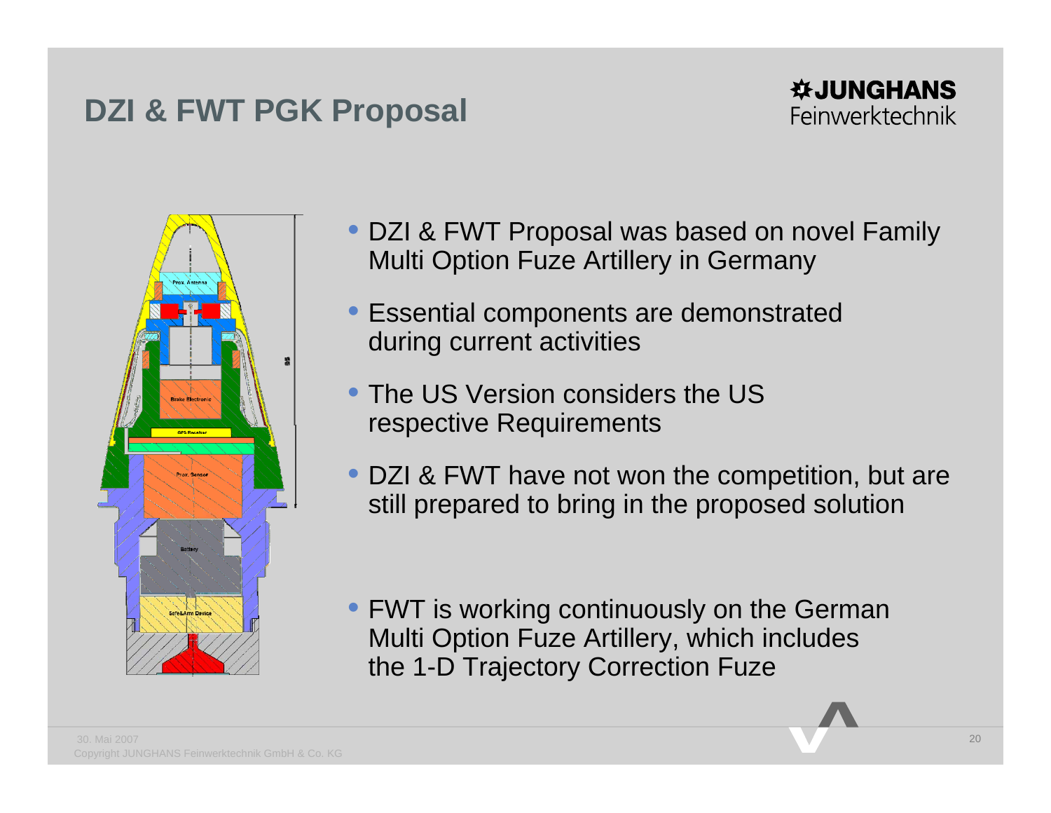# DZI & FWT PGK Proposal

- DZI & FWT Proposal was based on novel Family Multi Option Fuze Artillery in Germany
- Essential components are demonstrated during current activities
- The US Version considers the US respective Requirements
- DZI & FWT have not won the competition, but are still prepared to bring in the proposed solution
- FWT is working continuously on the German Multi Option Fuze Artillery, which includes the 1-D Trajectory Correction Fuze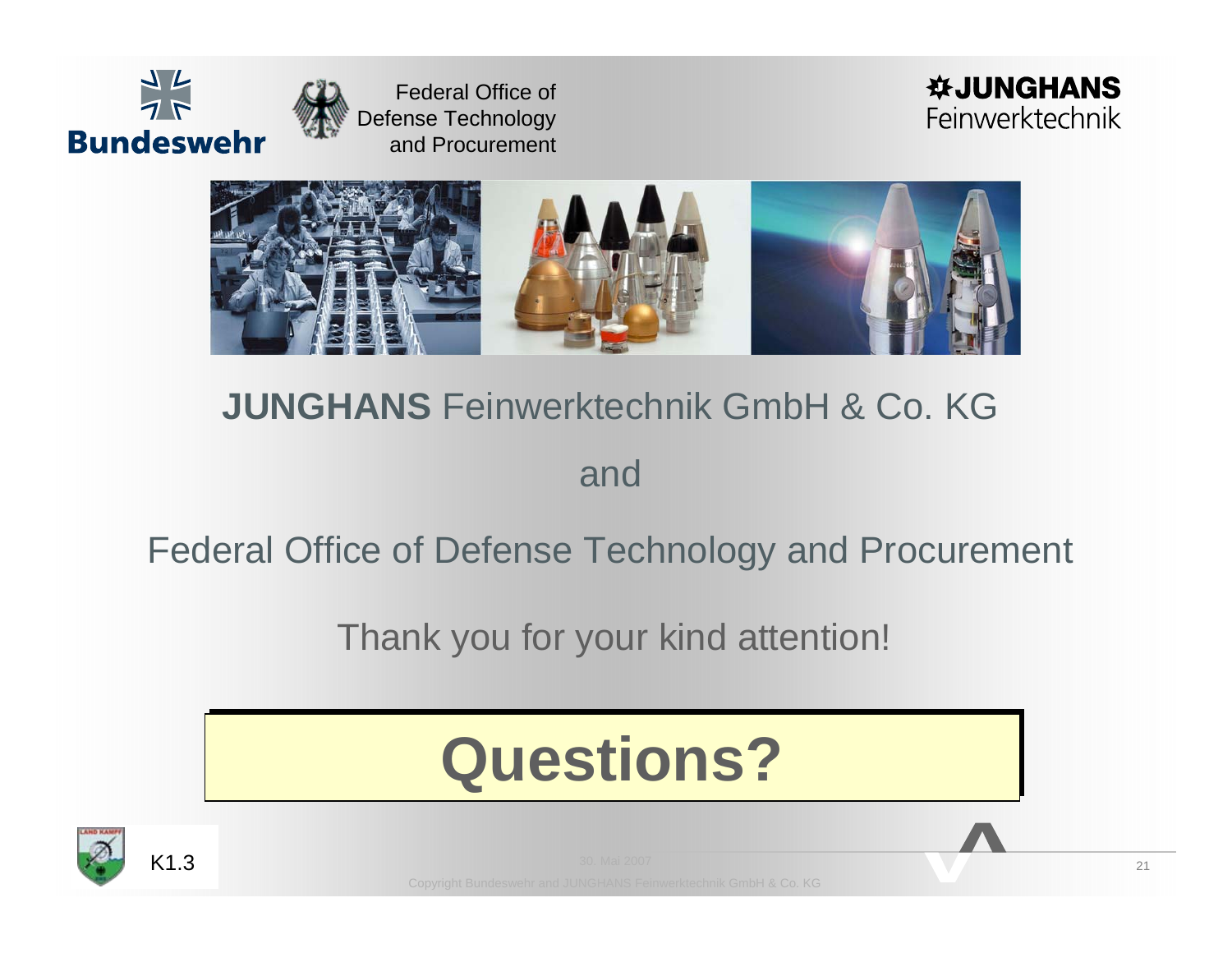Bundeswehr

Federal Office of Defense Technology and Procurement

JUNGHANS Feinwerktechnik

**JUNGHANS** Feinwerktechnik GmbH & Co. KG

and

Federal Office of Defense Technology and Procurement

Thank you for your kind attention!

# Questions?

K1.3

30. Mai 2007

Copyright Bundeswehr and JUNGHANS Feinwerktechnik GmbH & Co. KG